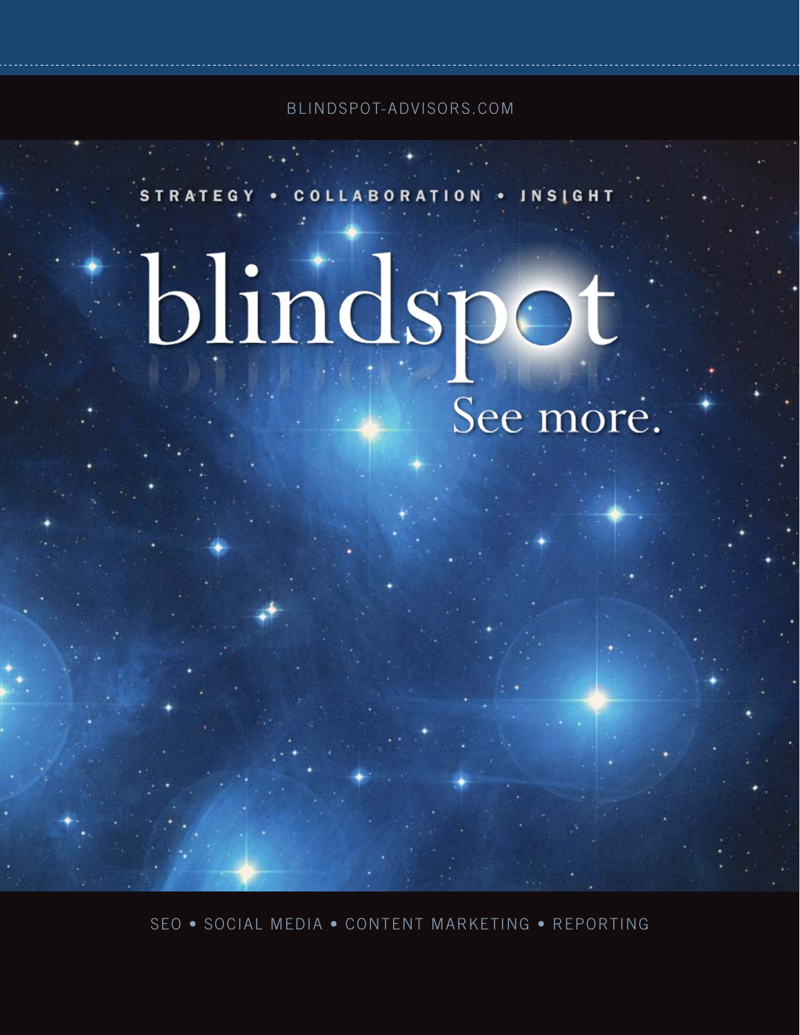BLINDSPOT-ADVISORS.COM

STRATEGY • COLLABORATION • INSIGHT

# blindspot

See more.

SEO • SOCIAL MEDIA • CONTENT MARKETING • REPORTING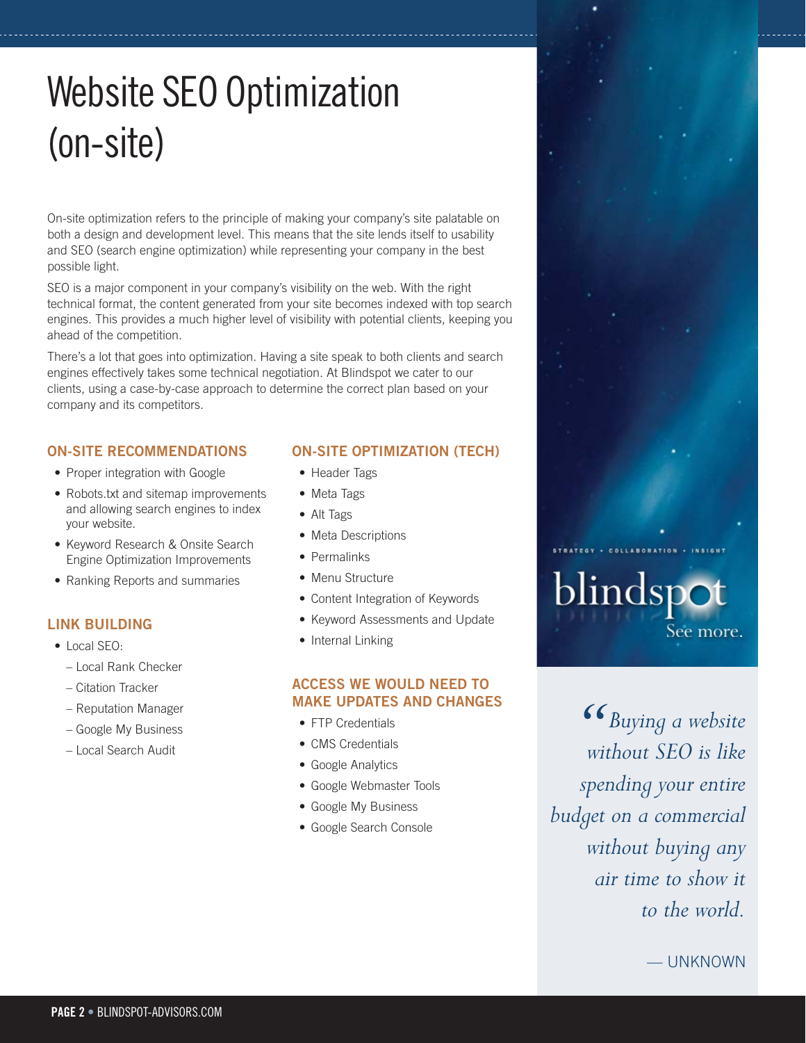# Website SEO Optimization (on-site)

On-site optimization refers to the principle of making your company's site palatable on both a design and development level. This means that the site lends itself to usability and SEO (search engine optimization) while representing your company in the best possible light.

SEO is a major component in your company's visibility on the web. With the right technical format, the content generated from your site becomes indexed with top search engines. This provides a much higher level of visibility with potential clients, keeping you ahead of the competition.

There's a lot that goes into optimization. Having a site speak to both clients and search engines effectively takes some technical negotiation. At Blindspot we cater to our clients, using a case-by-case approach to determine the correct plan based on your company and its competitors.

## ON-SITE RECOMMENDATIONS

- Proper integration with Google
- Robots.txt and sitemap improvements and allowing search engines to index your website.
- Keyword Research & Onsite Search Engine Optimization Improvements
- Ranking Reports and summaries

## LINK BUILDING

- Local SEO:
  - Local Rank Checker
  - Citation Tracker
  - Reputation Manager
  - Google My Business
  - Local Search Audit

## ON-SITE OPTIMIZATION (TECH)

- Header Tags
- Meta Tags
- Alt Tags
- Meta Descriptions
- Permalinks
- Menu Structure
- Content Integration of Keywords
- Keyword Assessments and Update
- Internal Linking

## ACCESS WE WOULD NEED TO MAKE UPDATES AND CHANGES

- FTP Credentials
- CMS Credentials
- Google Analytics
- Google Webmaster Tools
- Google My Business
- Google Search Console

STRATEGY • COLLABORATION • INSIGHT

blindspot

See more.

> *"Buying a website without SEO is like spending your entire budget on a commercial without buying any air time to show it to the world.*
>
> — UNKNOWN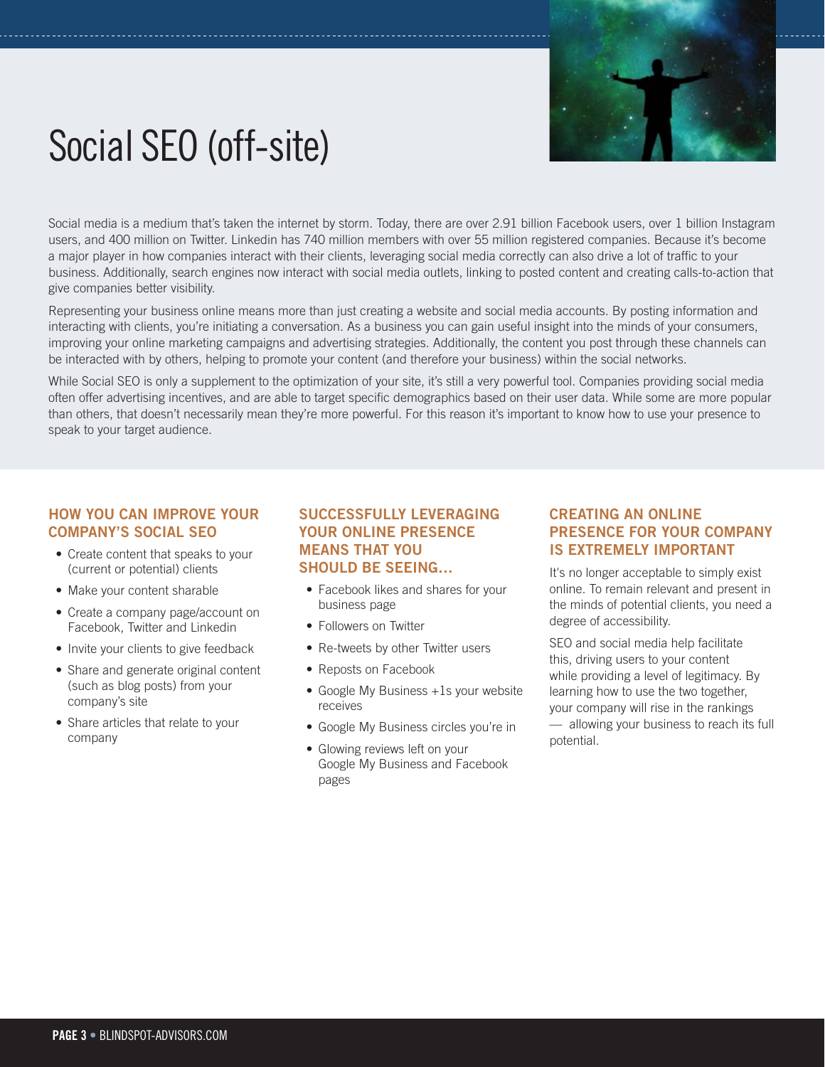# Social SEO (off-site)

Social media is a medium that's taken the internet by storm. Today, there are over 2.91 billion Facebook users, over 1 billion Instagram users, and 400 million on Twitter. Linkedin has 740 million members with over 55 million registered companies. Because it's become a major player in how companies interact with their clients, leveraging social media correctly can also drive a lot of traffic to your business. Additionally, search engines now interact with social media outlets, linking to posted content and creating calls-to-action that give companies better visibility.

Representing your business online means more than just creating a website and social media accounts. By posting information and interacting with clients, you're initiating a conversation. As a business you can gain useful insight into the minds of your consumers, improving your online marketing campaigns and advertising strategies. Additionally, the content you post through these channels can be interacted with by others, helping to promote your content (and therefore your business) within the social networks.

While Social SEO is only a supplement to the optimization of your site, it's still a very powerful tool. Companies providing social media often offer advertising incentives, and are able to target specific demographics based on their user data. While some are more popular than others, that doesn't necessarily mean they're more powerful. For this reason it's important to know how to use your presence to speak to your target audience.

## HOW YOU CAN IMPROVE YOUR COMPANY'S SOCIAL SEO

- Create content that speaks to your (current or potential) clients
- Make your content sharable
- Create a company page/account on Facebook, Twitter and Linkedin
- Invite your clients to give feedback
- Share and generate original content (such as blog posts) from your company's site
- Share articles that relate to your company

## SUCCESSFULLY LEVERAGING YOUR ONLINE PRESENCE MEANS THAT YOU SHOULD BE SEEING...

- Facebook likes and shares for your business page
- Followers on Twitter
- Re-tweets by other Twitter users
- Reposts on Facebook
- Google My Business +1s your website receives
- Google My Business circles you're in
- Glowing reviews left on your Google My Business and Facebook pages

## CREATING AN ONLINE PRESENCE FOR YOUR COMPANY IS EXTREMELY IMPORTANT

It's no longer acceptable to simply exist online. To remain relevant and present in the minds of potential clients, you need a degree of accessibility.

SEO and social media help facilitate this, driving users to your content while providing a level of legitimacy. By learning how to use the two together, your company will rise in the rankings — allowing your business to reach its full potential.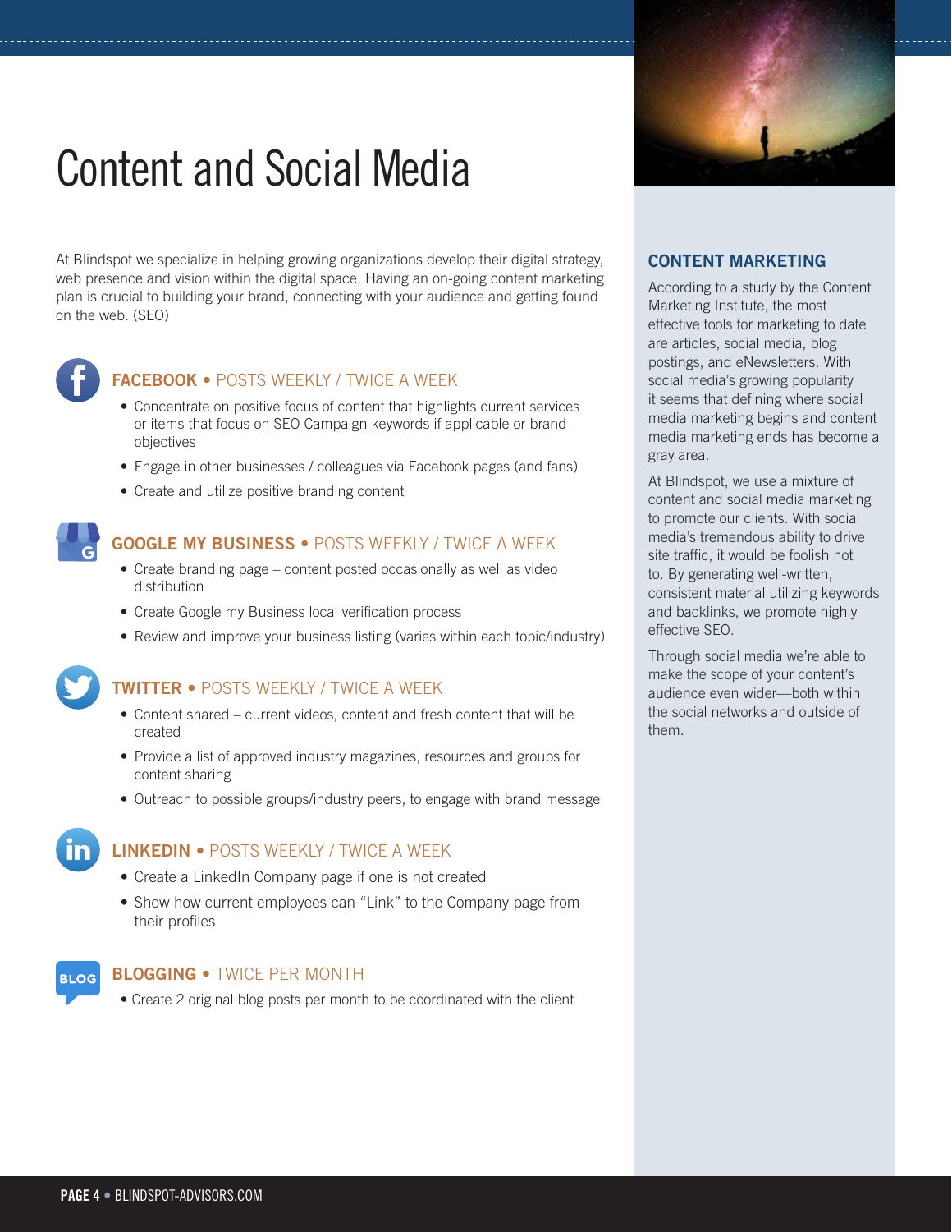# Content and Social Media

At Blindspot we specialize in helping growing organizations develop their digital strategy, web presence and vision within the digital space. Having an on-going content marketing plan is crucial to building your brand, connecting with your audience and getting found on the web. (SEO)

### FACEBOOK • POSTS WEEKLY / TWICE A WEEK

- Concentrate on positive focus of content that highlights current services or items that focus on SEO Campaign keywords if applicable or brand objectives
- Engage in other businesses / colleagues via Facebook pages (and fans)
- Create and utilize positive branding content

### GOOGLE MY BUSINESS • POSTS WEEKLY / TWICE A WEEK

- Create branding page – content posted occasionally as well as video distribution
- Create Google my Business local verification process
- Review and improve your business listing (varies within each topic/industry)

### TWITTER • POSTS WEEKLY / TWICE A WEEK

- Content shared – current videos, content and fresh content that will be created
- Provide a list of approved industry magazines, resources and groups for content sharing
- Outreach to possible groups/industry peers, to engage with brand message

### LINKEDIN • POSTS WEEKLY / TWICE A WEEK

- Create a LinkedIn Company page if one is not created
- Show how current employees can "Link" to the Company page from their profiles

### BLOGGING • TWICE PER MONTH

- Create 2 original blog posts per month to be coordinated with the client

## CONTENT MARKETING

According to a study by the Content Marketing Institute, the most effective tools for marketing to date are articles, social media, blog postings, and eNewsletters. With social media's growing popularity it seems that defining where social media marketing begins and content media marketing ends has become a gray area.

At Blindspot, we use a mixture of content and social media marketing to promote our clients. With social media's tremendous ability to drive site traffic, it would be foolish not to. By generating well-written, consistent material utilizing keywords and backlinks, we promote highly effective SEO.

Through social media we're able to make the scope of your content's audience even wider—both within the social networks and outside of them.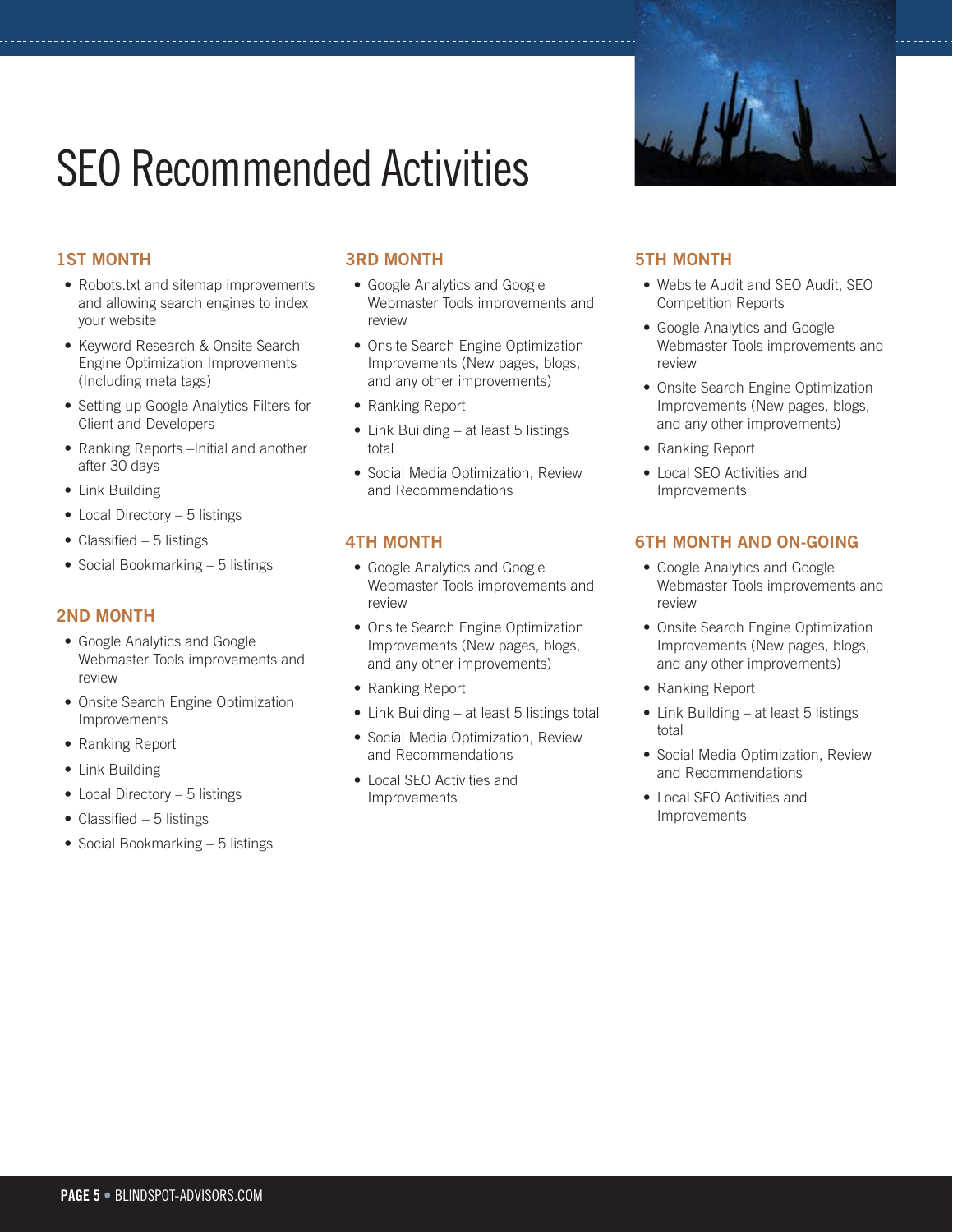# SEO Recommended Activities

## 1ST MONTH

- Robots.txt and sitemap improvements and allowing search engines to index your website
- Keyword Research & Onsite Search Engine Optimization Improvements (Including meta tags)
- Setting up Google Analytics Filters for Client and Developers
- Ranking Reports –Initial and another after 30 days
- Link Building
- Local Directory – 5 listings
- Classified – 5 listings
- Social Bookmarking – 5 listings

## 2ND MONTH

- Google Analytics and Google Webmaster Tools improvements and review
- Onsite Search Engine Optimization Improvements
- Ranking Report
- Link Building
- Local Directory – 5 listings
- Classified – 5 listings
- Social Bookmarking – 5 listings

## 3RD MONTH

- Google Analytics and Google Webmaster Tools improvements and review
- Onsite Search Engine Optimization Improvements (New pages, blogs, and any other improvements)
- Ranking Report
- Link Building – at least 5 listings total
- Social Media Optimization, Review and Recommendations

## 4TH MONTH

- Google Analytics and Google Webmaster Tools improvements and review
- Onsite Search Engine Optimization Improvements (New pages, blogs, and any other improvements)
- Ranking Report
- Link Building – at least 5 listings total
- Social Media Optimization, Review and Recommendations
- Local SEO Activities and Improvements

## 5TH MONTH

- Website Audit and SEO Audit, SEO Competition Reports
- Google Analytics and Google Webmaster Tools improvements and review
- Onsite Search Engine Optimization Improvements (New pages, blogs, and any other improvements)
- Ranking Report
- Local SEO Activities and Improvements

## 6TH MONTH AND ON-GOING

- Google Analytics and Google Webmaster Tools improvements and review
- Onsite Search Engine Optimization Improvements (New pages, blogs, and any other improvements)
- Ranking Report
- Link Building – at least 5 listings total
- Social Media Optimization, Review and Recommendations
- Local SEO Activities and Improvements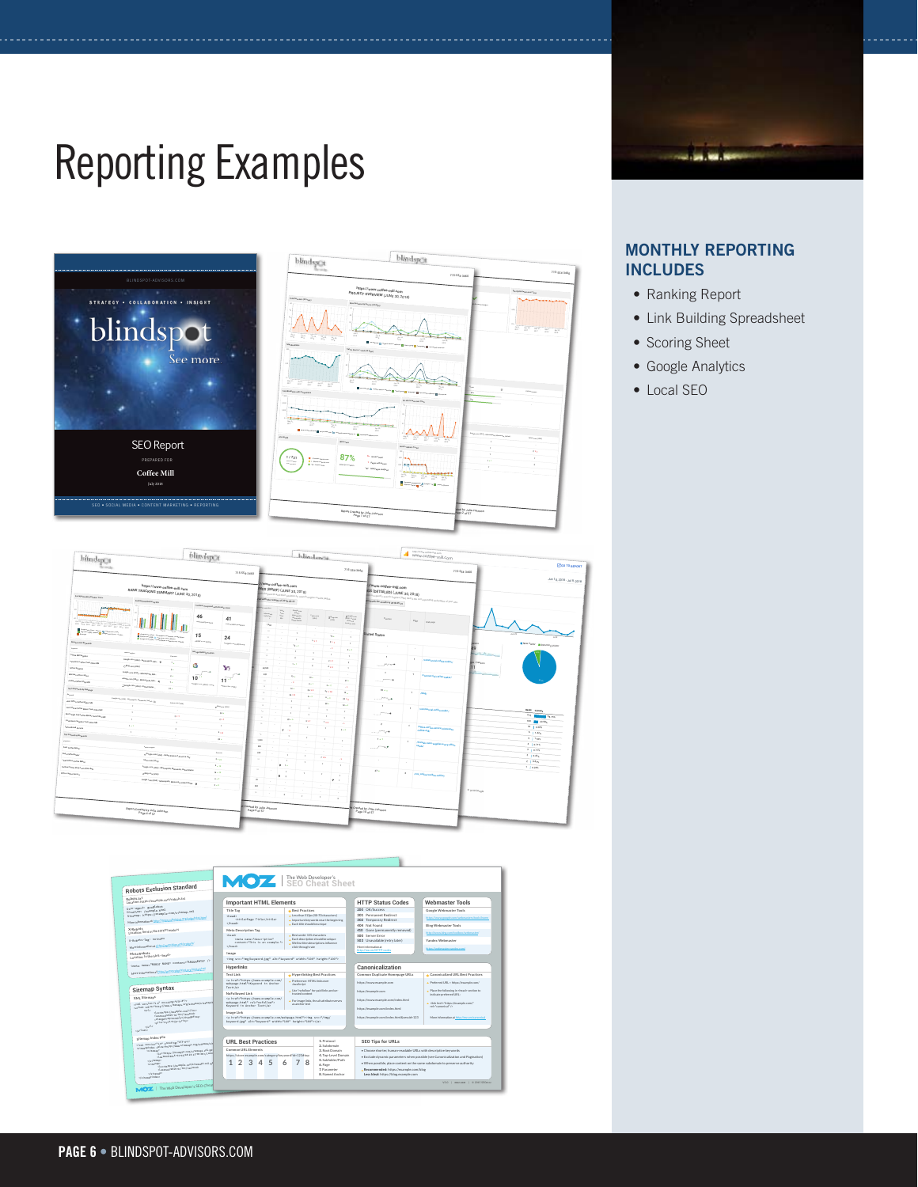# Reporting Examples

## MONTHLY REPORTING INCLUDES

- Ranking Report
- Link Building Spreadsheet
- Scoring Sheet
- Google Analytics
- Local SEO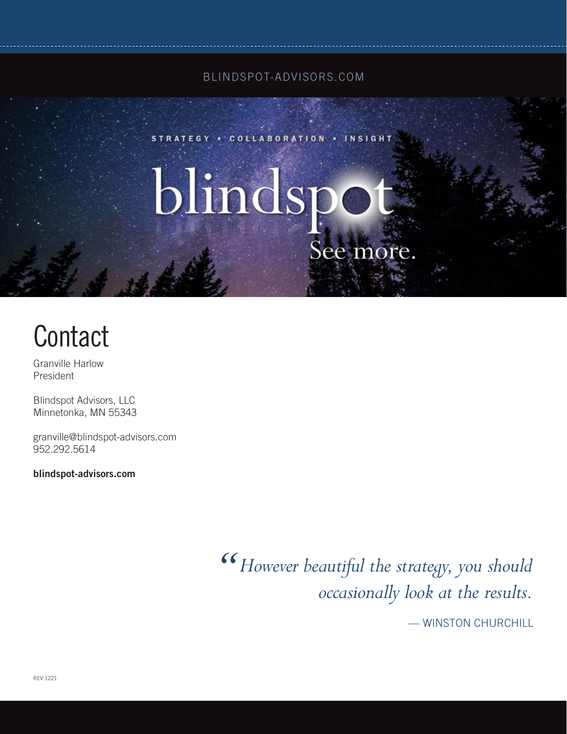BLINDSPOT-ADVISORS.COM

STRATEGY • COLLABORATION • INSIGHT

blindspot

See more.

# Contact

Granville Harlow
President

Blindspot Advisors, LLC
Minnetonka, MN 55343

granville@blindspot-advisors.com
952.292.5614

**blindspot-advisors.com**

*"However beautiful the strategy, you should occasionally look at the results.*

— WINSTON CHURCHILL

REV 1221